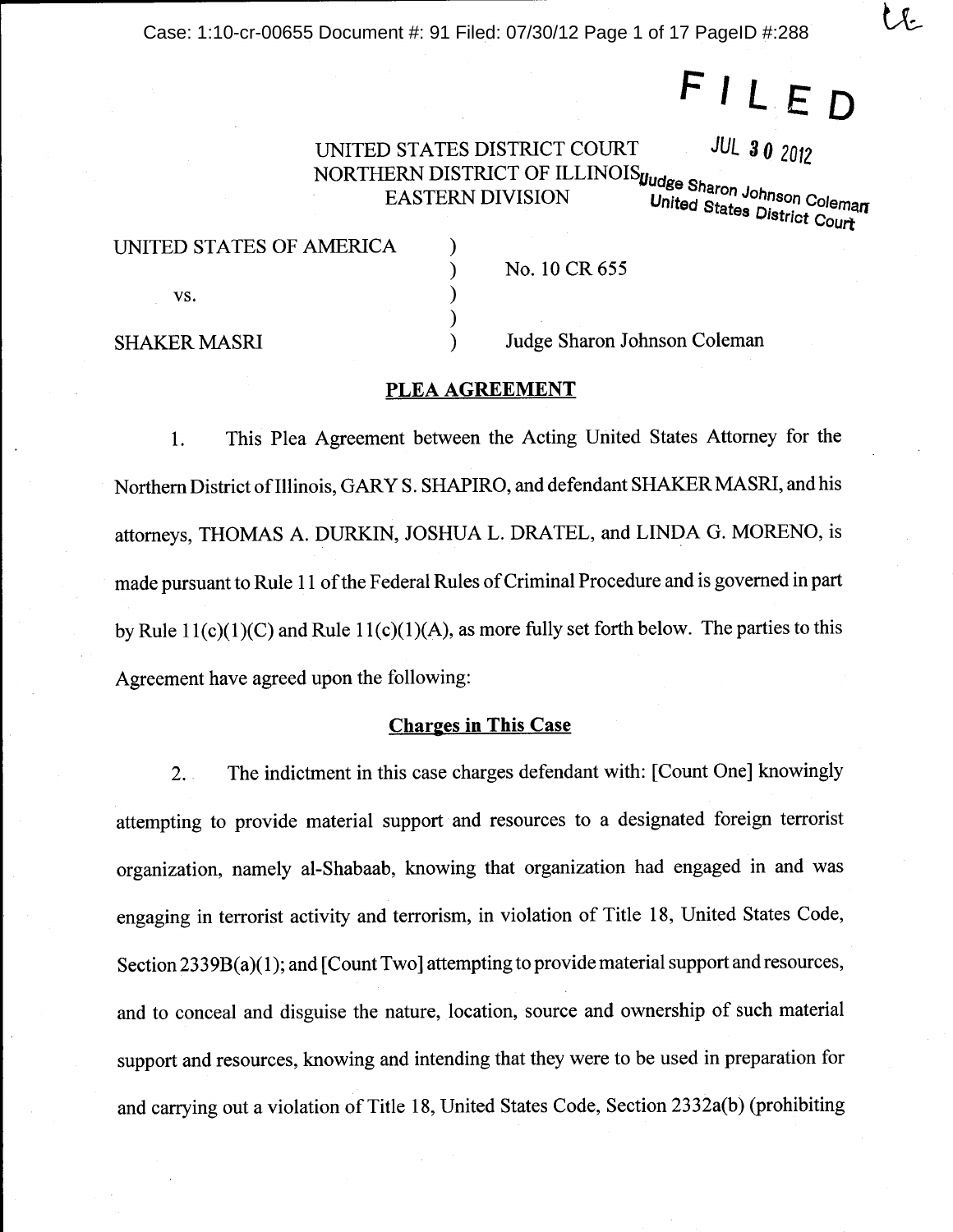FILED

JUL 30 2012

Judge Sharon Johnson Coleman
United States District Court

UNITED STATES DISTRICT COURT
NORTHERN DISTRICT OF ILLINOIS
EASTERN DIVISION

UNITED STATES OF AMERICA )
) No. 10 CR 655
vs. )
)
SHAKER MASRI ) Judge Sharon Johnson Coleman

## PLEA AGREEMENT

1. This Plea Agreement between the Acting United States Attorney for the Northern District of Illinois, GARY S. SHAPIRO, and defendant SHAKER MASRI, and his attorneys, THOMAS A. DURKIN, JOSHUA L. DRATEL, and LINDA G. MORENO, is made pursuant to Rule 11 of the Federal Rules of Criminal Procedure and is governed in part by Rule 11(c)(1)(C) and Rule 11(c)(1)(A), as more fully set forth below. The parties to this Agreement have agreed upon the following:

### Charges in This Case

2. The indictment in this case charges defendant with: [Count One] knowingly attempting to provide material support and resources to a designated foreign terrorist organization, namely al-Shabaab, knowing that organization had engaged in and was engaging in terrorist activity and terrorism, in violation of Title 18, United States Code, Section 2339B(a)(1); and [Count Two] attempting to provide material support and resources, and to conceal and disguise the nature, location, source and ownership of such material support and resources, knowing and intending that they were to be used in preparation for and carrying out a violation of Title 18, United States Code, Section 2332a(b) (prohibiting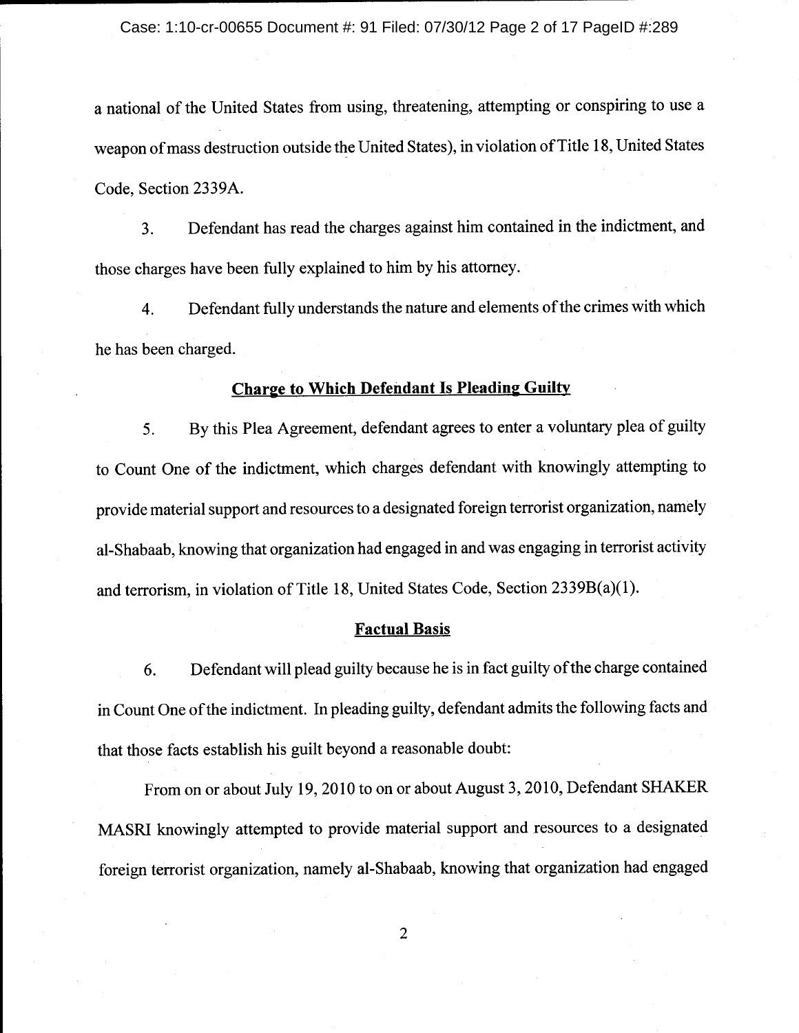a national of the United States from using, threatening, attempting or conspiring to use a weapon of mass destruction outside the United States), in violation of Title 18, United States Code, Section 2339A.

3. Defendant has read the charges against him contained in the indictment, and those charges have been fully explained to him by his attorney.

4. Defendant fully understands the nature and elements of the crimes with which he has been charged.

## Charge to Which Defendant Is Pleading Guilty

5. By this Plea Agreement, defendant agrees to enter a voluntary plea of guilty to Count One of the indictment, which charges defendant with knowingly attempting to provide material support and resources to a designated foreign terrorist organization, namely al-Shabaab, knowing that organization had engaged in and was engaging in terrorist activity and terrorism, in violation of Title 18, United States Code, Section 2339B(a)(1).

## Factual Basis

6. Defendant will plead guilty because he is in fact guilty of the charge contained in Count One of the indictment. In pleading guilty, defendant admits the following facts and that those facts establish his guilt beyond a reasonable doubt:

From on or about July 19, 2010 to on or about August 3, 2010, Defendant SHAKER MASRI knowingly attempted to provide material support and resources to a designated foreign terrorist organization, namely al-Shabaab, knowing that organization had engaged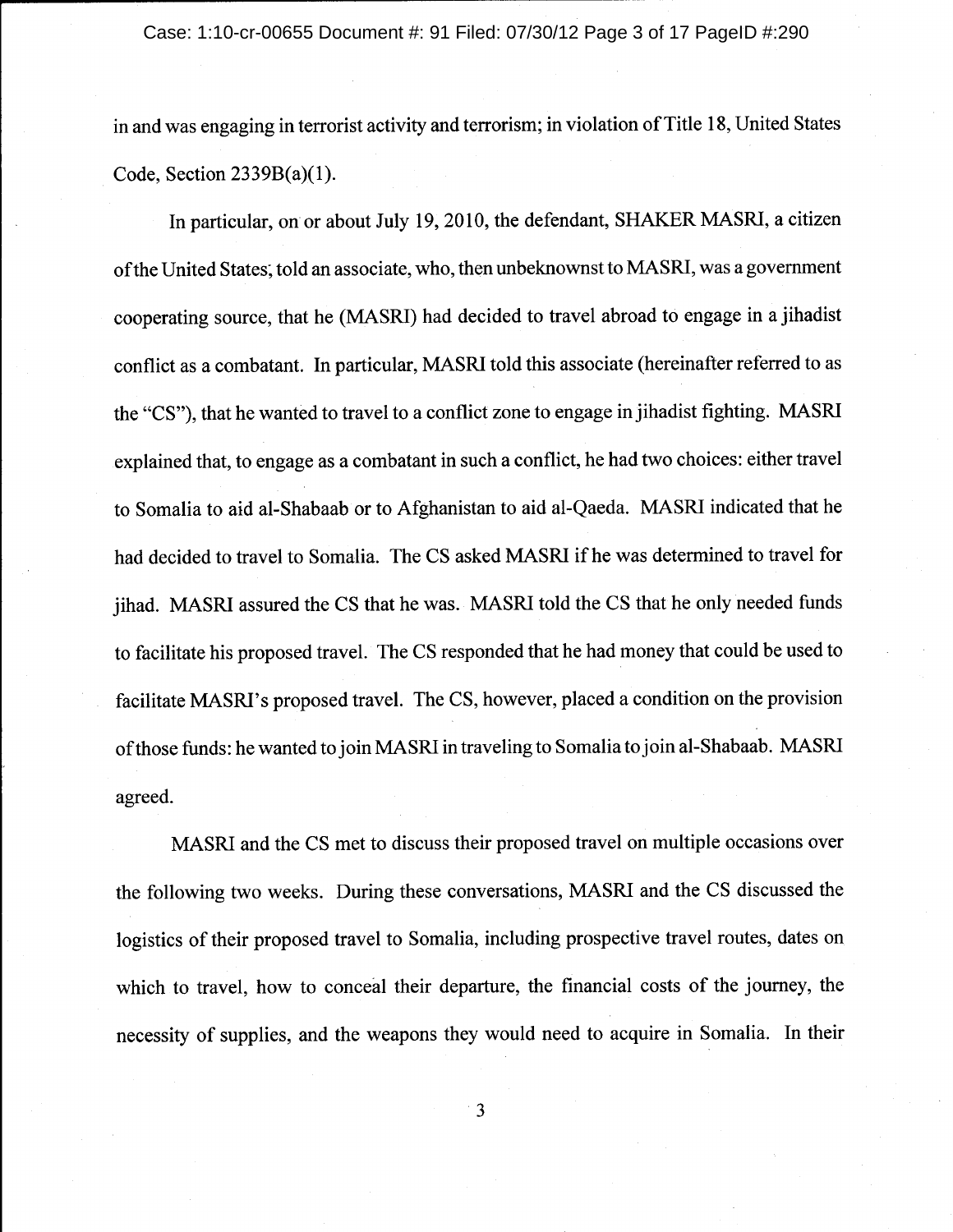in and was engaging in terrorist activity and terrorism; in violation of Title 18, United States Code, Section 2339B(a)(1).

In particular, on or about July 19, 2010, the defendant, SHAKER MASRI, a citizen of the United States, told an associate, who, then unbeknownst to MASRI, was a government cooperating source, that he (MASRI) had decided to travel abroad to engage in a jihadist conflict as a combatant. In particular, MASRI told this associate (hereinafter referred to as the "CS"), that he wanted to travel to a conflict zone to engage in jihadist fighting. MASRI explained that, to engage as a combatant in such a conflict, he had two choices: either travel to Somalia to aid al-Shabaab or to Afghanistan to aid al-Qaeda. MASRI indicated that he had decided to travel to Somalia. The CS asked MASRI if he was determined to travel for jihad. MASRI assured the CS that he was. MASRI told the CS that he only needed funds to facilitate his proposed travel. The CS responded that he had money that could be used to facilitate MASRI's proposed travel. The CS, however, placed a condition on the provision of those funds: he wanted to join MASRI in traveling to Somalia to join al-Shabaab. MASRI agreed.

MASRI and the CS met to discuss their proposed travel on multiple occasions over the following two weeks. During these conversations, MASRI and the CS discussed the logistics of their proposed travel to Somalia, including prospective travel routes, dates on which to travel, how to conceal their departure, the financial costs of the journey, the necessity of supplies, and the weapons they would need to acquire in Somalia. In their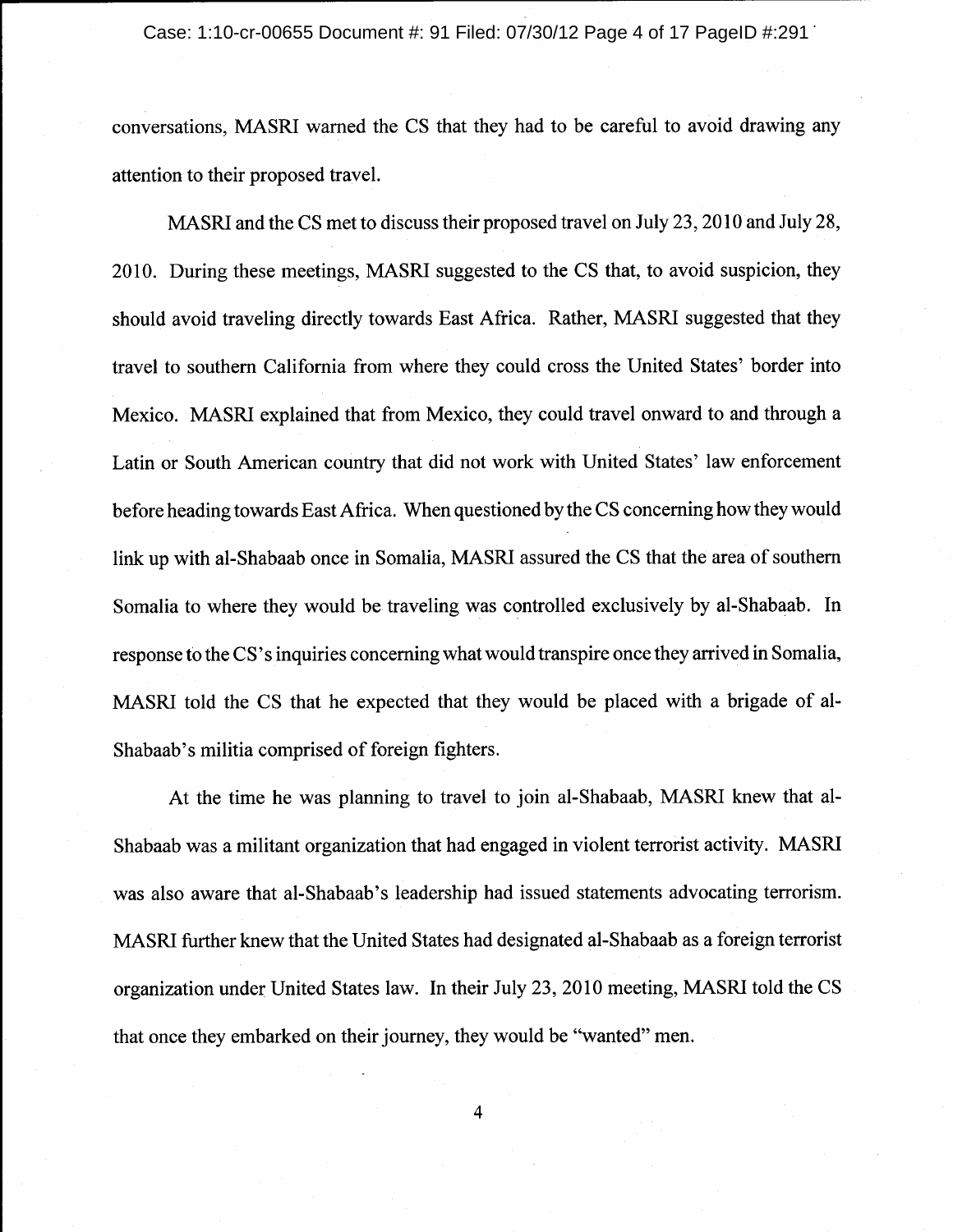conversations, MASRI warned the CS that they had to be careful to avoid drawing any attention to their proposed travel.

MASRI and the CS met to discuss their proposed travel on July 23, 2010 and July 28, 2010. During these meetings, MASRI suggested to the CS that, to avoid suspicion, they should avoid traveling directly towards East Africa. Rather, MASRI suggested that they travel to southern California from where they could cross the United States' border into Mexico. MASRI explained that from Mexico, they could travel onward to and through a Latin or South American country that did not work with United States' law enforcement before heading towards East Africa. When questioned by the CS concerning how they would link up with al-Shabaab once in Somalia, MASRI assured the CS that the area of southern Somalia to where they would be traveling was controlled exclusively by al-Shabaab. In response to the CS's inquiries concerning what would transpire once they arrived in Somalia, MASRI told the CS that he expected that they would be placed with a brigade of al-Shabaab's militia comprised of foreign fighters.

At the time he was planning to travel to join al-Shabaab, MASRI knew that al-Shabaab was a militant organization that had engaged in violent terrorist activity. MASRI was also aware that al-Shabaab's leadership had issued statements advocating terrorism. MASRI further knew that the United States had designated al-Shabaab as a foreign terrorist organization under United States law. In their July 23, 2010 meeting, MASRI told the CS that once they embarked on their journey, they would be "wanted" men.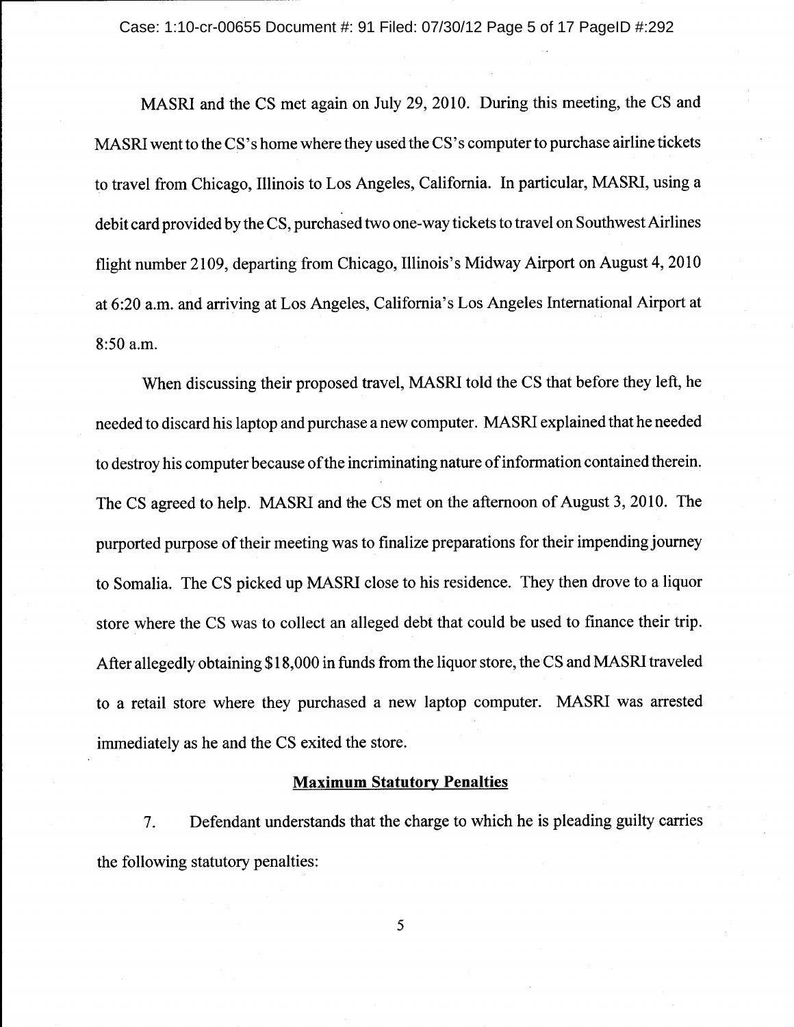MASRI and the CS met again on July 29, 2010. During this meeting, the CS and MASRI went to the CS's home where they used the CS's computer to purchase airline tickets to travel from Chicago, Illinois to Los Angeles, California. In particular, MASRI, using a debit card provided by the CS, purchased two one-way tickets to travel on Southwest Airlines flight number 2109, departing from Chicago, Illinois's Midway Airport on August 4, 2010 at 6:20 a.m. and arriving at Los Angeles, California's Los Angeles International Airport at 8:50 a.m.

When discussing their proposed travel, MASRI told the CS that before they left, he needed to discard his laptop and purchase a new computer. MASRI explained that he needed to destroy his computer because of the incriminating nature of information contained therein. The CS agreed to help. MASRI and the CS met on the afternoon of August 3, 2010. The purported purpose of their meeting was to finalize preparations for their impending journey to Somalia. The CS picked up MASRI close to his residence. They then drove to a liquor store where the CS was to collect an alleged debt that could be used to finance their trip. After allegedly obtaining $18,000 in funds from the liquor store, the CS and MASRI traveled to a retail store where they purchased a new laptop computer. MASRI was arrested immediately as he and the CS exited the store.

## Maximum Statutory Penalties

7. Defendant understands that the charge to which he is pleading guilty carries the following statutory penalties: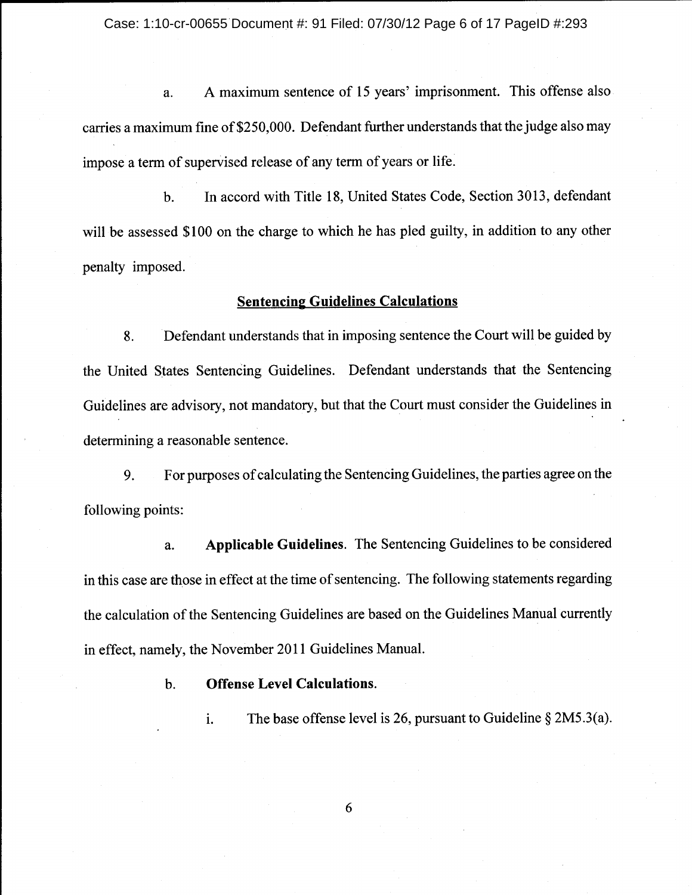a. A maximum sentence of 15 years' imprisonment. This offense also carries a maximum fine of $250,000. Defendant further understands that the judge also may impose a term of supervised release of any term of years or life.

b. In accord with Title 18, United States Code, Section 3013, defendant will be assessed $100 on the charge to which he has pled guilty, in addition to any other penalty imposed.

## Sentencing Guidelines Calculations

8. Defendant understands that in imposing sentence the Court will be guided by the United States Sentencing Guidelines. Defendant understands that the Sentencing Guidelines are advisory, not mandatory, but that the Court must consider the Guidelines in determining a reasonable sentence.

9. For purposes of calculating the Sentencing Guidelines, the parties agree on the following points:

a. **Applicable Guidelines**. The Sentencing Guidelines to be considered in this case are those in effect at the time of sentencing. The following statements regarding the calculation of the Sentencing Guidelines are based on the Guidelines Manual currently in effect, namely, the November 2011 Guidelines Manual.

b. **Offense Level Calculations.**

i. The base offense level is 26, pursuant to Guideline § 2M5.3(a).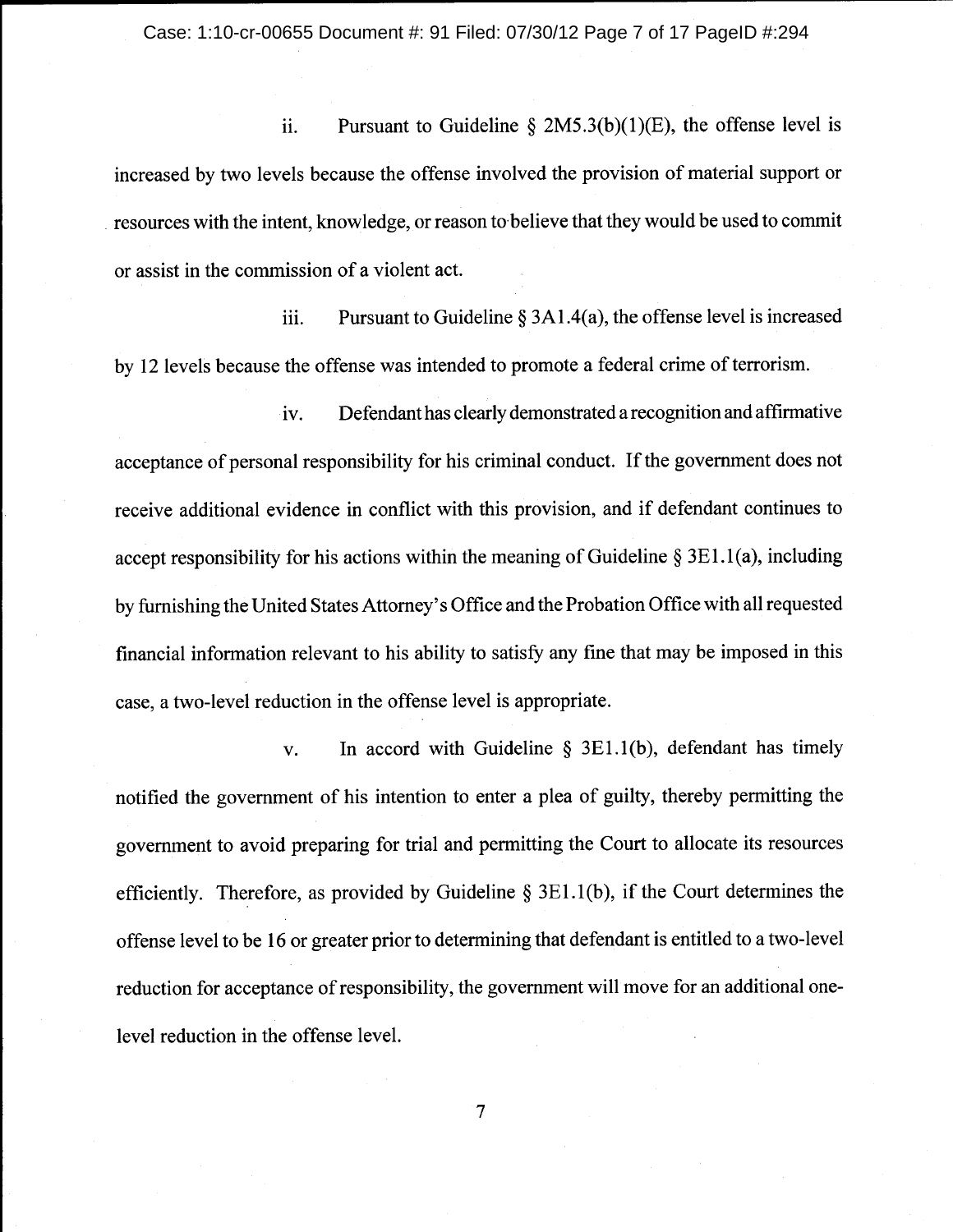ii. Pursuant to Guideline § 2M5.3(b)(1)(E), the offense level is increased by two levels because the offense involved the provision of material support or resources with the intent, knowledge, or reason to believe that they would be used to commit or assist in the commission of a violent act.

iii. Pursuant to Guideline § 3A1.4(a), the offense level is increased by 12 levels because the offense was intended to promote a federal crime of terrorism.

iv. Defendant has clearly demonstrated a recognition and affirmative acceptance of personal responsibility for his criminal conduct. If the government does not receive additional evidence in conflict with this provision, and if defendant continues to accept responsibility for his actions within the meaning of Guideline § 3E1.1(a), including by furnishing the United States Attorney's Office and the Probation Office with all requested financial information relevant to his ability to satisfy any fine that may be imposed in this case, a two-level reduction in the offense level is appropriate.

v. In accord with Guideline § 3E1.1(b), defendant has timely notified the government of his intention to enter a plea of guilty, thereby permitting the government to avoid preparing for trial and permitting the Court to allocate its resources efficiently. Therefore, as provided by Guideline § 3E1.1(b), if the Court determines the offense level to be 16 or greater prior to determining that defendant is entitled to a two-level reduction for acceptance of responsibility, the government will move for an additional one-level reduction in the offense level.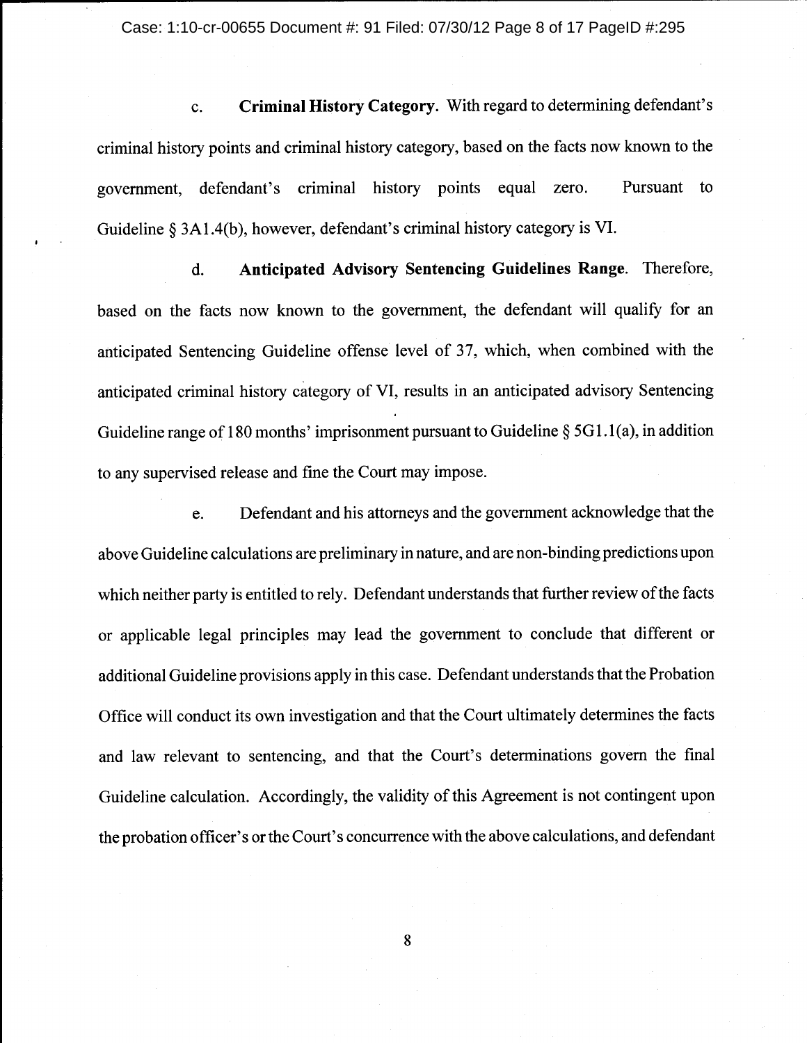c. **Criminal History Category**. With regard to determining defendant's criminal history points and criminal history category, based on the facts now known to the government, defendant's criminal history points equal zero. Pursuant to Guideline § 3A1.4(b), however, defendant's criminal history category is VI.

d. **Anticipated Advisory Sentencing Guidelines Range**. Therefore, based on the facts now known to the government, the defendant will qualify for an anticipated Sentencing Guideline offense level of 37, which, when combined with the anticipated criminal history category of VI, results in an anticipated advisory Sentencing Guideline range of 180 months' imprisonment pursuant to Guideline § 5G1.1(a), in addition to any supervised release and fine the Court may impose.

e. Defendant and his attorneys and the government acknowledge that the above Guideline calculations are preliminary in nature, and are non-binding predictions upon which neither party is entitled to rely. Defendant understands that further review of the facts or applicable legal principles may lead the government to conclude that different or additional Guideline provisions apply in this case. Defendant understands that the Probation Office will conduct its own investigation and that the Court ultimately determines the facts and law relevant to sentencing, and that the Court's determinations govern the final Guideline calculation. Accordingly, the validity of this Agreement is not contingent upon the probation officer's or the Court's concurrence with the above calculations, and defendant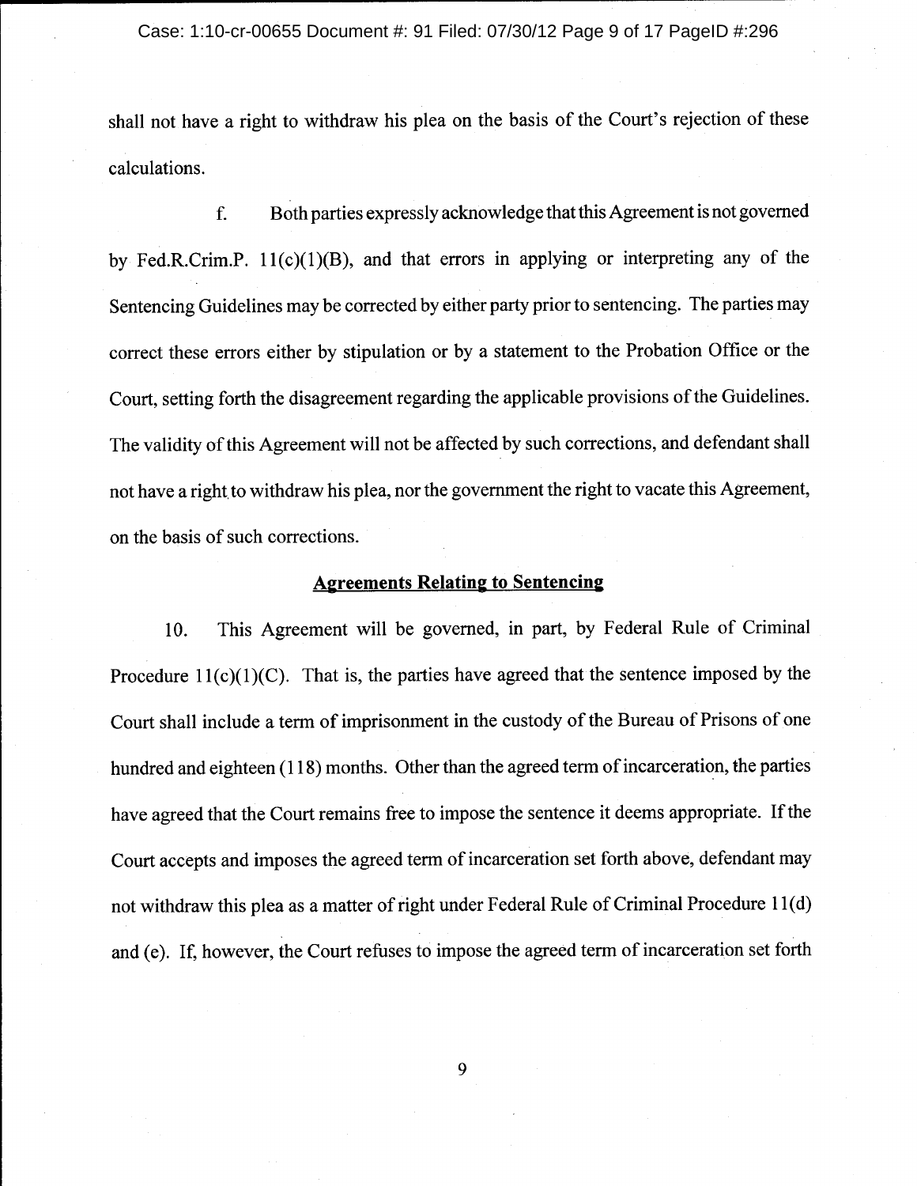shall not have a right to withdraw his plea on the basis of the Court's rejection of these calculations.

f. Both parties expressly acknowledge that this Agreement is not governed by Fed.R.Crim.P. 11(c)(1)(B), and that errors in applying or interpreting any of the Sentencing Guidelines may be corrected by either party prior to sentencing. The parties may correct these errors either by stipulation or by a statement to the Probation Office or the Court, setting forth the disagreement regarding the applicable provisions of the Guidelines. The validity of this Agreement will not be affected by such corrections, and defendant shall not have a right to withdraw his plea, nor the government the right to vacate this Agreement, on the basis of such corrections.

## Agreements Relating to Sentencing

10. This Agreement will be governed, in part, by Federal Rule of Criminal Procedure 11(c)(1)(C). That is, the parties have agreed that the sentence imposed by the Court shall include a term of imprisonment in the custody of the Bureau of Prisons of one hundred and eighteen (118) months. Other than the agreed term of incarceration, the parties have agreed that the Court remains free to impose the sentence it deems appropriate. If the Court accepts and imposes the agreed term of incarceration set forth above, defendant may not withdraw this plea as a matter of right under Federal Rule of Criminal Procedure 11(d) and (e). If, however, the Court refuses to impose the agreed term of incarceration set forth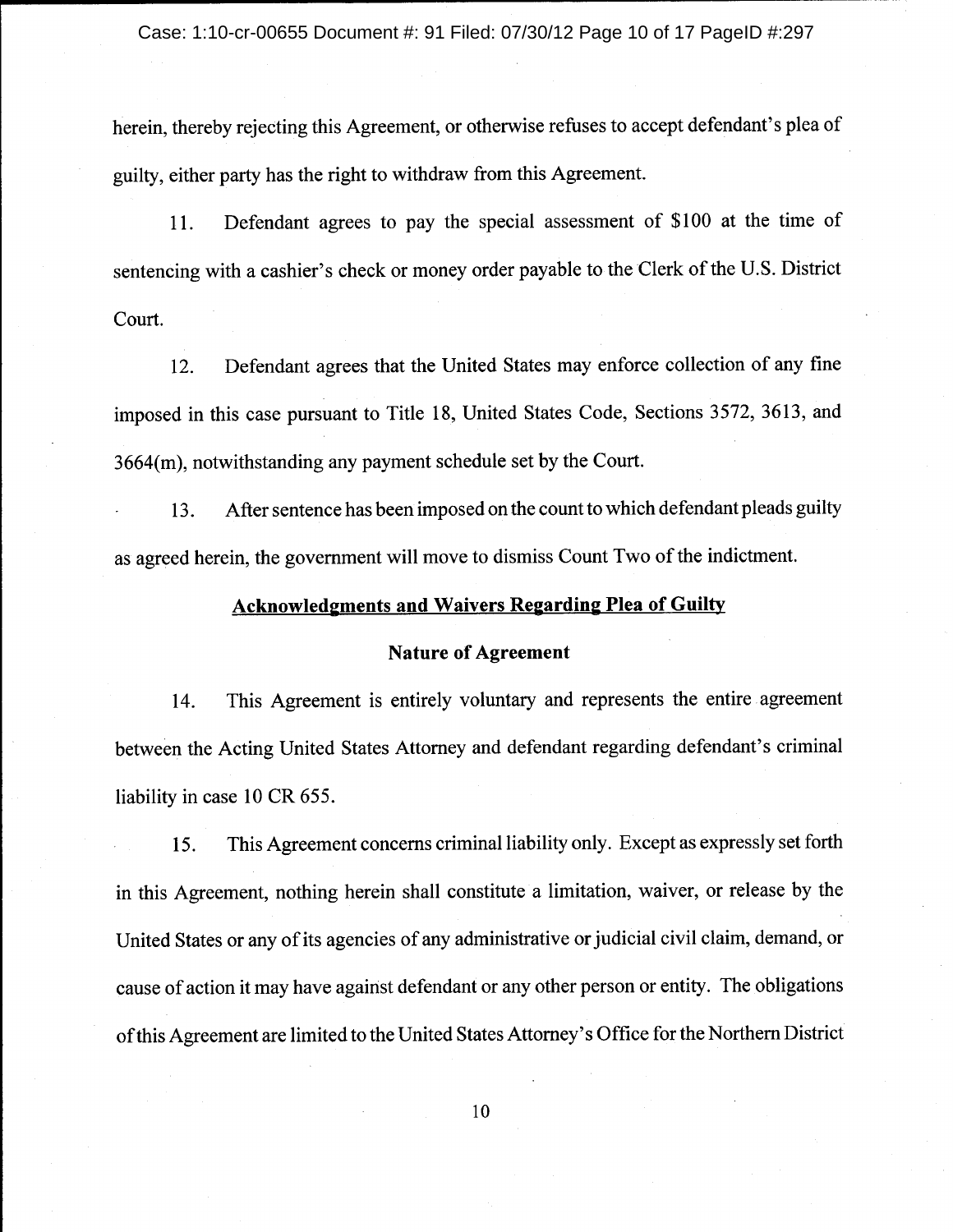herein, thereby rejecting this Agreement, or otherwise refuses to accept defendant's plea of guilty, either party has the right to withdraw from this Agreement.

11. Defendant agrees to pay the special assessment of $100 at the time of sentencing with a cashier's check or money order payable to the Clerk of the U.S. District Court.

12. Defendant agrees that the United States may enforce collection of any fine imposed in this case pursuant to Title 18, United States Code, Sections 3572, 3613, and 3664(m), notwithstanding any payment schedule set by the Court.

13. After sentence has been imposed on the count to which defendant pleads guilty as agreed herein, the government will move to dismiss Count Two of the indictment.

## Acknowledgments and Waivers Regarding Plea of Guilty

### Nature of Agreement

14. This Agreement is entirely voluntary and represents the entire agreement between the Acting United States Attorney and defendant regarding defendant's criminal liability in case 10 CR 655.

15. This Agreement concerns criminal liability only. Except as expressly set forth in this Agreement, nothing herein shall constitute a limitation, waiver, or release by the United States or any of its agencies of any administrative or judicial civil claim, demand, or cause of action it may have against defendant or any other person or entity. The obligations of this Agreement are limited to the United States Attorney's Office for the Northern District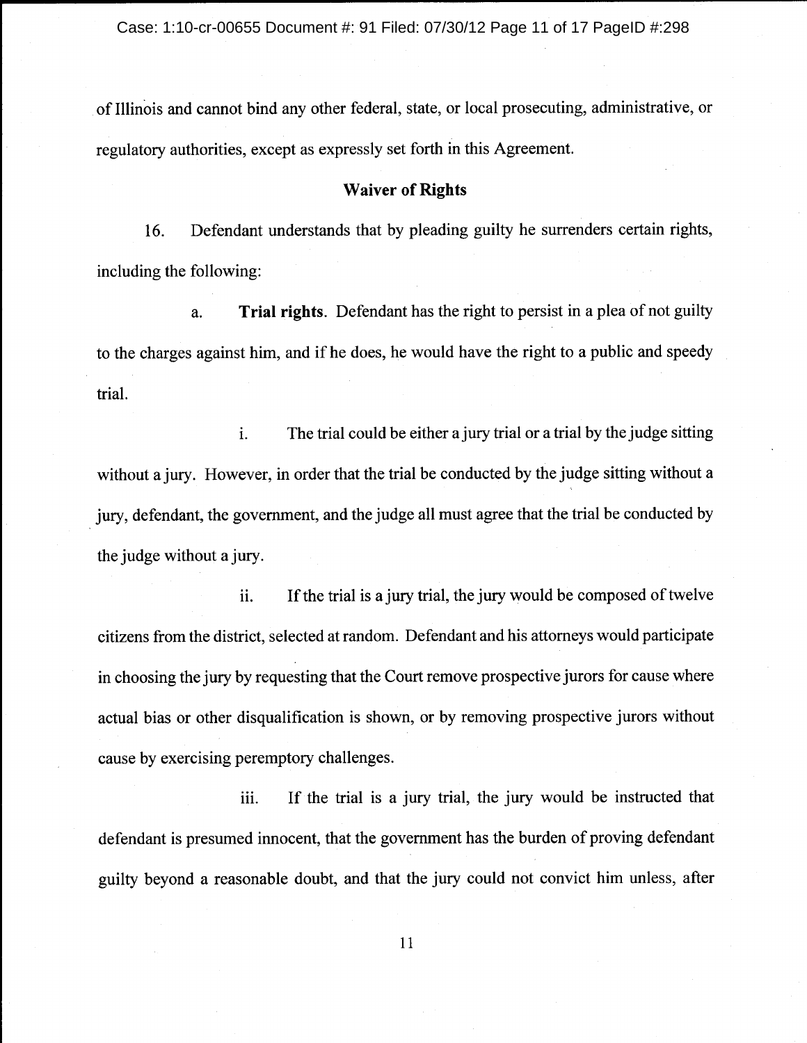of Illinois and cannot bind any other federal, state, or local prosecuting, administrative, or regulatory authorities, except as expressly set forth in this Agreement.

## Waiver of Rights

16. Defendant understands that by pleading guilty he surrenders certain rights, including the following:

a. **Trial rights**. Defendant has the right to persist in a plea of not guilty to the charges against him, and if he does, he would have the right to a public and speedy trial.

i. The trial could be either a jury trial or a trial by the judge sitting without a jury. However, in order that the trial be conducted by the judge sitting without a jury, defendant, the government, and the judge all must agree that the trial be conducted by the judge without a jury.

ii. If the trial is a jury trial, the jury would be composed of twelve citizens from the district, selected at random. Defendant and his attorneys would participate in choosing the jury by requesting that the Court remove prospective jurors for cause where actual bias or other disqualification is shown, or by removing prospective jurors without cause by exercising peremptory challenges.

iii. If the trial is a jury trial, the jury would be instructed that defendant is presumed innocent, that the government has the burden of proving defendant guilty beyond a reasonable doubt, and that the jury could not convict him unless, after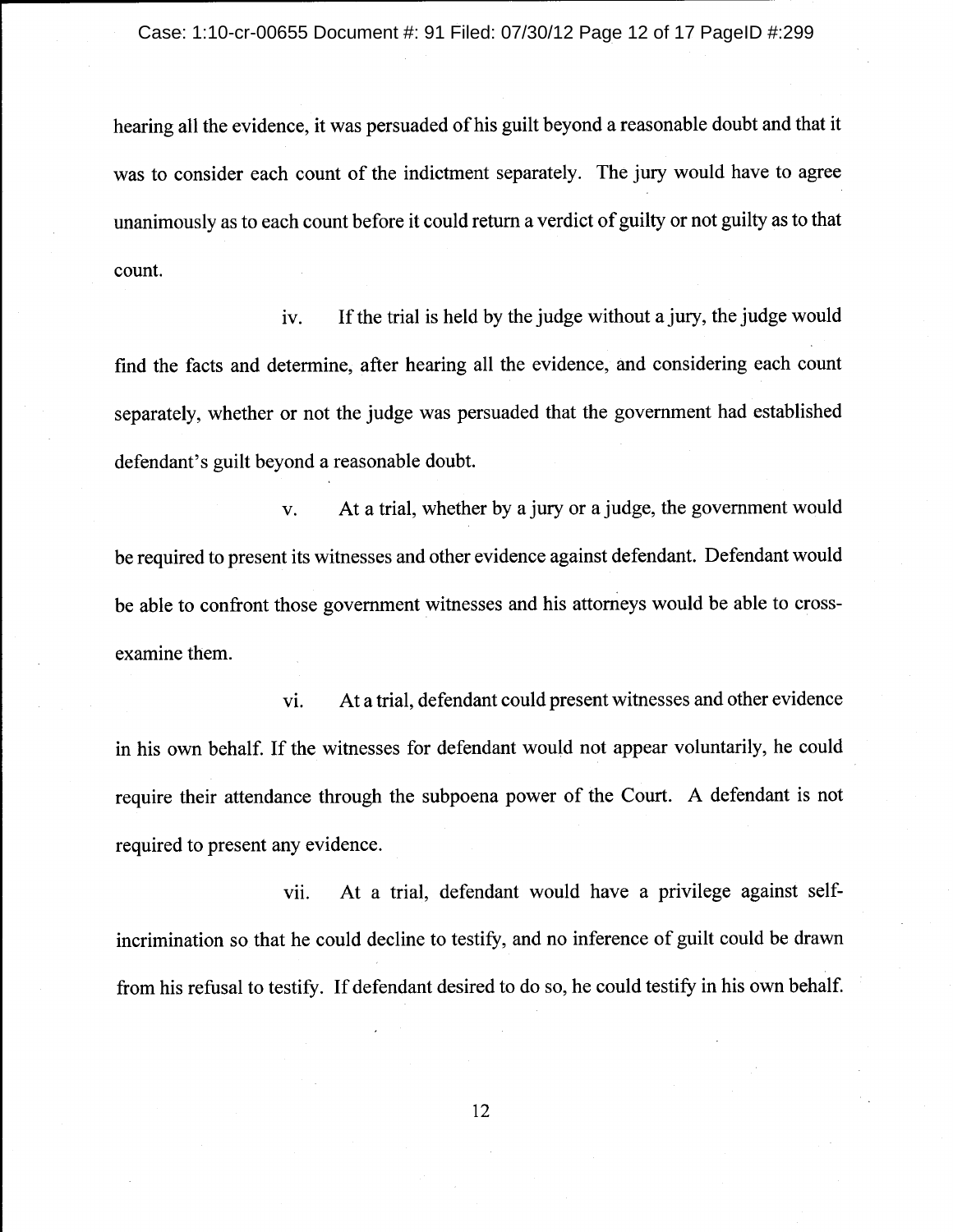hearing all the evidence, it was persuaded of his guilt beyond a reasonable doubt and that it was to consider each count of the indictment separately. The jury would have to agree unanimously as to each count before it could return a verdict of guilty or not guilty as to that count.

iv. If the trial is held by the judge without a jury, the judge would find the facts and determine, after hearing all the evidence, and considering each count separately, whether or not the judge was persuaded that the government had established defendant's guilt beyond a reasonable doubt.

v. At a trial, whether by a jury or a judge, the government would be required to present its witnesses and other evidence against defendant. Defendant would be able to confront those government witnesses and his attorneys would be able to cross-examine them.

vi. At a trial, defendant could present witnesses and other evidence in his own behalf. If the witnesses for defendant would not appear voluntarily, he could require their attendance through the subpoena power of the Court. A defendant is not required to present any evidence.

vii. At a trial, defendant would have a privilege against self-incrimination so that he could decline to testify, and no inference of guilt could be drawn from his refusal to testify. If defendant desired to do so, he could testify in his own behalf.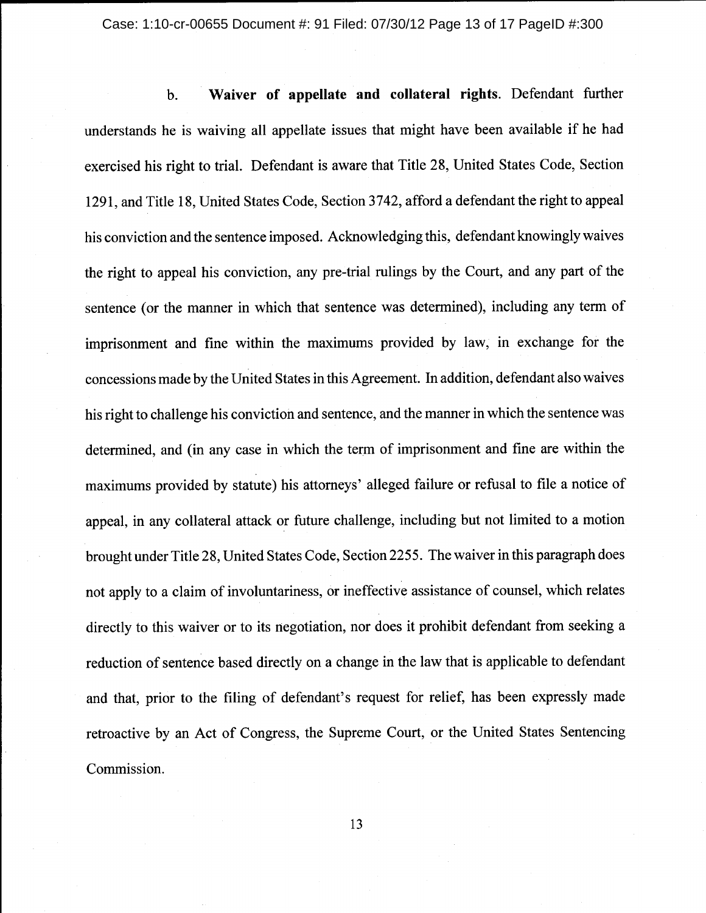b. **Waiver of appellate and collateral rights**. Defendant further understands he is waiving all appellate issues that might have been available if he had exercised his right to trial. Defendant is aware that Title 28, United States Code, Section 1291, and Title 18, United States Code, Section 3742, afford a defendant the right to appeal his conviction and the sentence imposed. Acknowledging this, defendant knowingly waives the right to appeal his conviction, any pre-trial rulings by the Court, and any part of the sentence (or the manner in which that sentence was determined), including any term of imprisonment and fine within the maximums provided by law, in exchange for the concessions made by the United States in this Agreement. In addition, defendant also waives his right to challenge his conviction and sentence, and the manner in which the sentence was determined, and (in any case in which the term of imprisonment and fine are within the maximums provided by statute) his attorneys' alleged failure or refusal to file a notice of appeal, in any collateral attack or future challenge, including but not limited to a motion brought under Title 28, United States Code, Section 2255. The waiver in this paragraph does not apply to a claim of involuntariness, or ineffective assistance of counsel, which relates directly to this waiver or to its negotiation, nor does it prohibit defendant from seeking a reduction of sentence based directly on a change in the law that is applicable to defendant and that, prior to the filing of defendant's request for relief, has been expressly made retroactive by an Act of Congress, the Supreme Court, or the United States Sentencing Commission.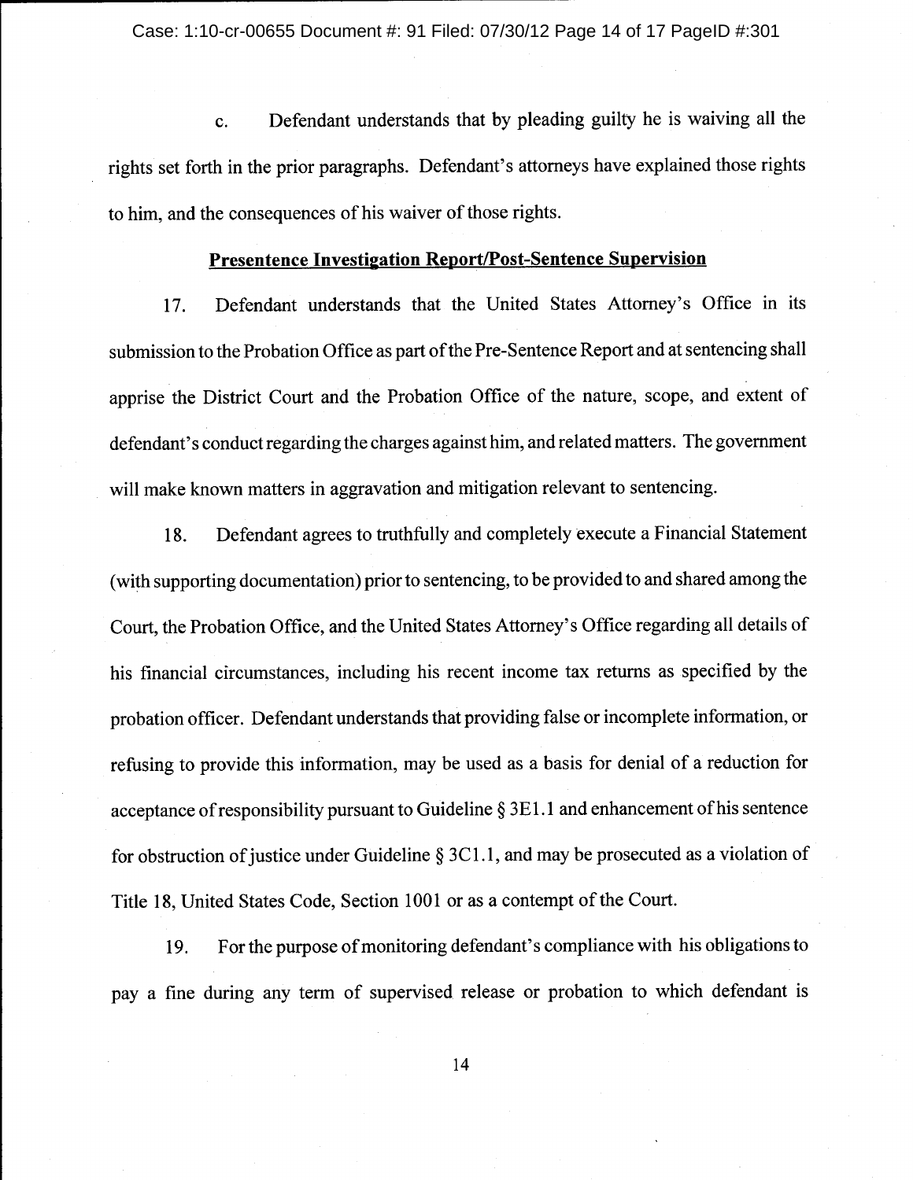c. Defendant understands that by pleading guilty he is waiving all the rights set forth in the prior paragraphs. Defendant's attorneys have explained those rights to him, and the consequences of his waiver of those rights.

## <u>Presentence Investigation Report/Post-Sentence Supervision</u>

17. Defendant understands that the United States Attorney's Office in its submission to the Probation Office as part of the Pre-Sentence Report and at sentencing shall apprise the District Court and the Probation Office of the nature, scope, and extent of defendant's conduct regarding the charges against him, and related matters. The government will make known matters in aggravation and mitigation relevant to sentencing.

18. Defendant agrees to truthfully and completely execute a Financial Statement (with supporting documentation) prior to sentencing, to be provided to and shared among the Court, the Probation Office, and the United States Attorney's Office regarding all details of his financial circumstances, including his recent income tax returns as specified by the probation officer. Defendant understands that providing false or incomplete information, or refusing to provide this information, may be used as a basis for denial of a reduction for acceptance of responsibility pursuant to Guideline § 3E1.1 and enhancement of his sentence for obstruction of justice under Guideline § 3C1.1, and may be prosecuted as a violation of Title 18, United States Code, Section 1001 or as a contempt of the Court.

19. For the purpose of monitoring defendant's compliance with his obligations to pay a fine during any term of supervised release or probation to which defendant is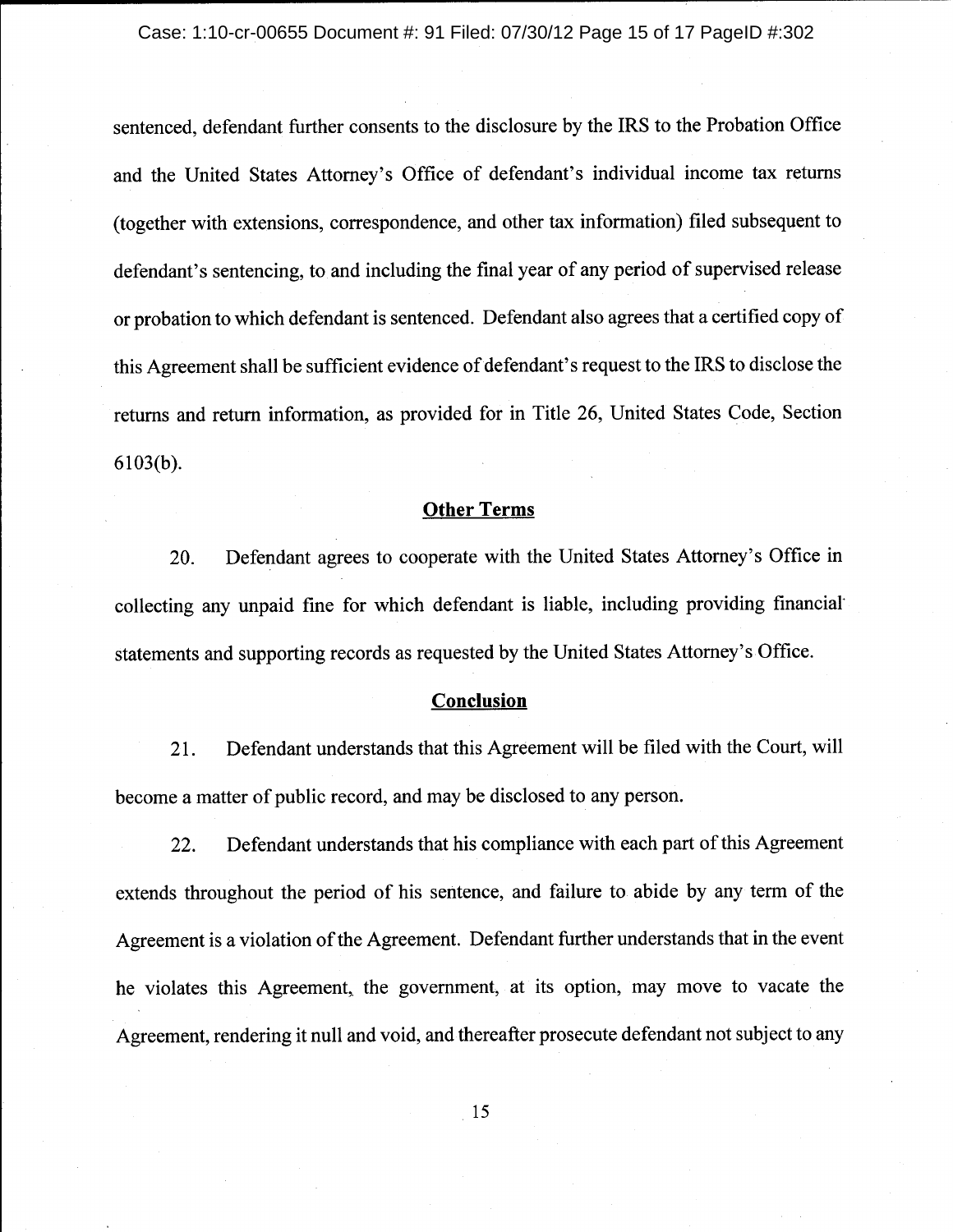sentenced, defendant further consents to the disclosure by the IRS to the Probation Office and the United States Attorney's Office of defendant's individual income tax returns (together with extensions, correspondence, and other tax information) filed subsequent to defendant's sentencing, to and including the final year of any period of supervised release or probation to which defendant is sentenced. Defendant also agrees that a certified copy of this Agreement shall be sufficient evidence of defendant's request to the IRS to disclose the returns and return information, as provided for in Title 26, United States Code, Section 6103(b).

## Other Terms

20. Defendant agrees to cooperate with the United States Attorney's Office in collecting any unpaid fine for which defendant is liable, including providing financial statements and supporting records as requested by the United States Attorney's Office.

## Conclusion

21. Defendant understands that this Agreement will be filed with the Court, will become a matter of public record, and may be disclosed to any person.

22. Defendant understands that his compliance with each part of this Agreement extends throughout the period of his sentence, and failure to abide by any term of the Agreement is a violation of the Agreement. Defendant further understands that in the event he violates this Agreement, the government, at its option, may move to vacate the Agreement, rendering it null and void, and thereafter prosecute defendant not subject to any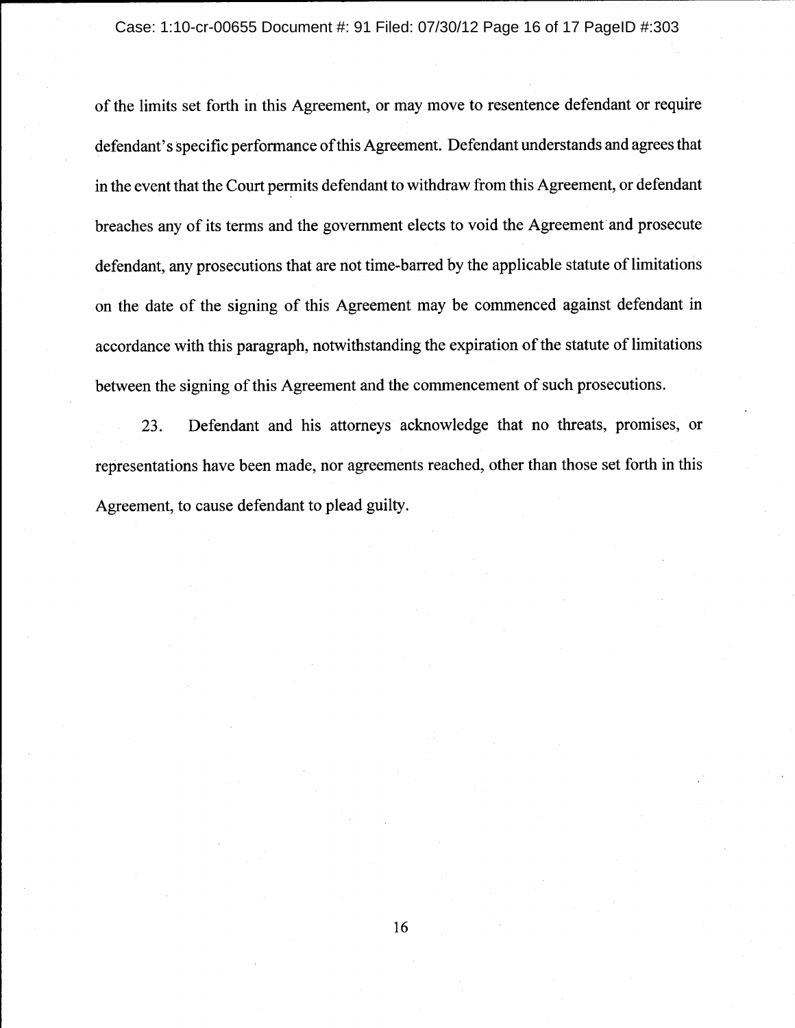of the limits set forth in this Agreement, or may move to resentence defendant or require defendant's specific performance of this Agreement. Defendant understands and agrees that in the event that the Court permits defendant to withdraw from this Agreement, or defendant breaches any of its terms and the government elects to void the Agreement and prosecute defendant, any prosecutions that are not time-barred by the applicable statute of limitations on the date of the signing of this Agreement may be commenced against defendant in accordance with this paragraph, notwithstanding the expiration of the statute of limitations between the signing of this Agreement and the commencement of such prosecutions.

23. Defendant and his attorneys acknowledge that no threats, promises, or representations have been made, nor agreements reached, other than those set forth in this Agreement, to cause defendant to plead guilty.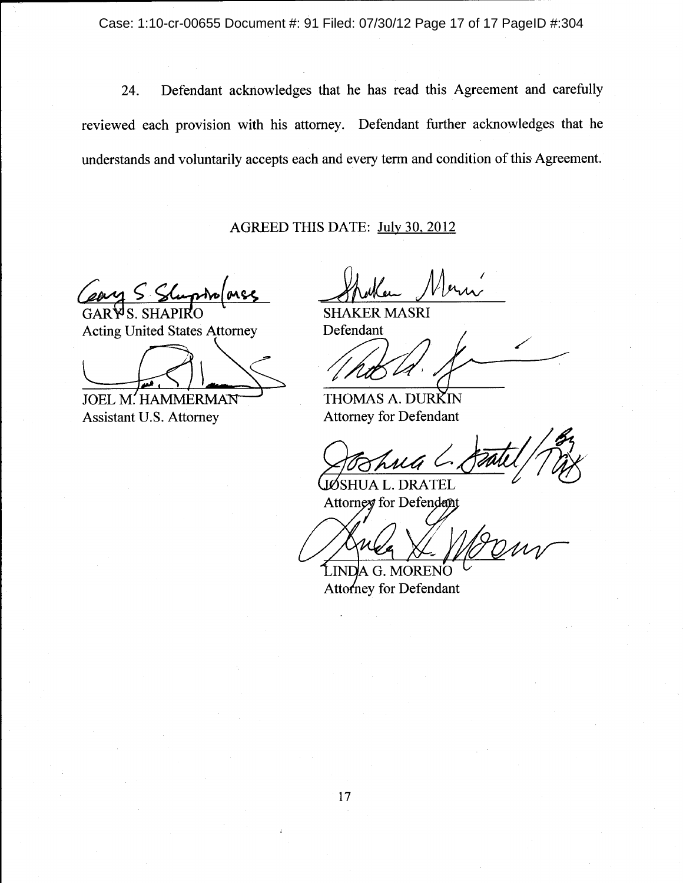24. Defendant acknowledges that he has read this Agreement and carefully reviewed each provision with his attorney. Defendant further acknowledges that he understands and voluntarily accepts each and every term and condition of this Agreement.

AGREED THIS DATE: July 30, 2012

GARY S. SHAPIRO
Acting United States Attorney

JOEL M. HAMMERMAN
Assistant U.S. Attorney

SHAKER MASRI
Defendant

THOMAS A. DURKIN
Attorney for Defendant

JOSHUA L. DRATEL
Attorney for Defendant

LINDA G. MORENO
Attorney for Defendant